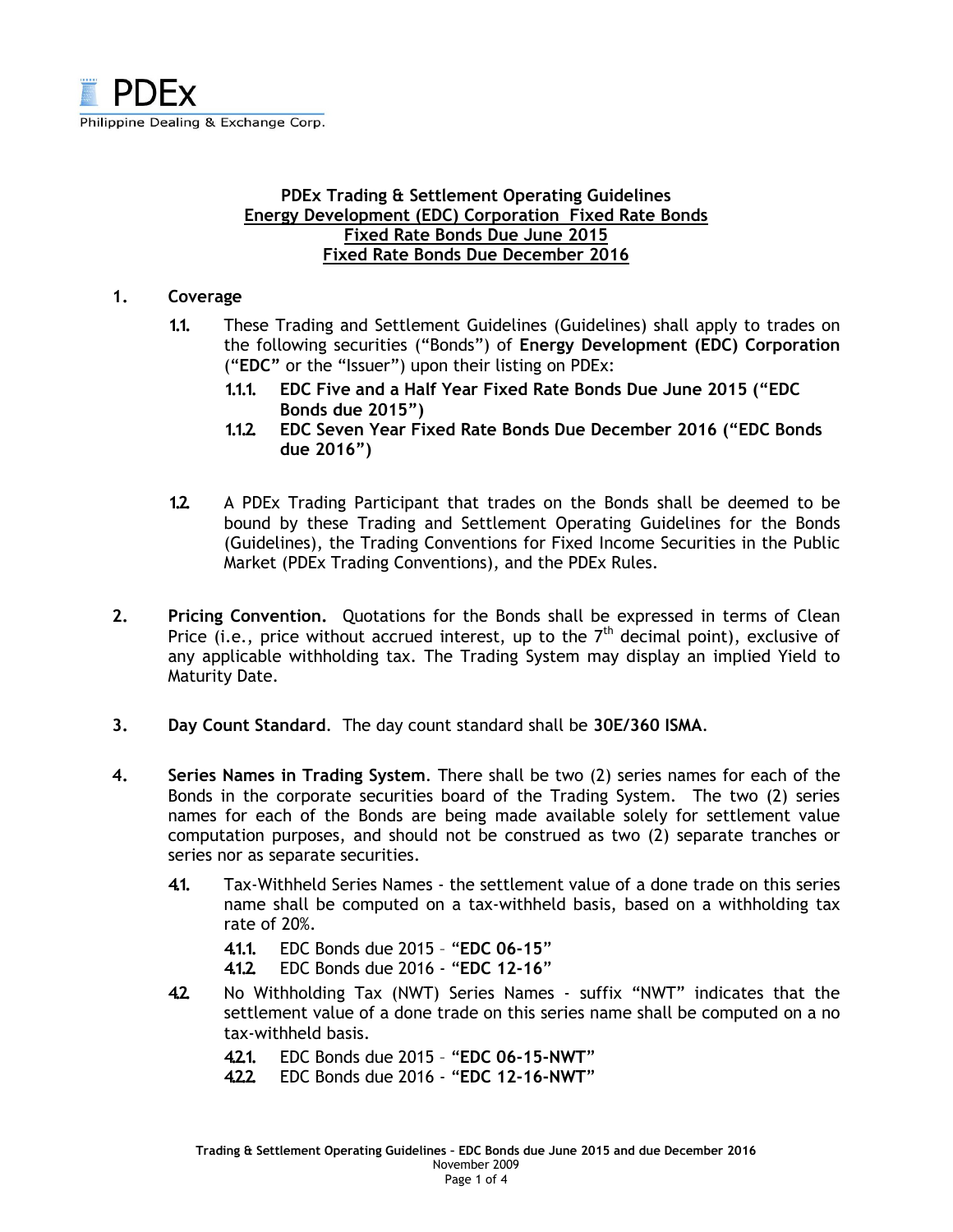PDEx

Philippine Dealing & Exchange Corp.

**PDEx Trading & Settlement Operating Guidelines**
**Energy Development (EDC) Corporation Fixed Rate Bonds**
**Fixed Rate Bonds Due June 2015**
**Fixed Rate Bonds Due December 2016**

1. **Coverage**

   1.1. These Trading and Settlement Guidelines (Guidelines) shall apply to trades on the following securities ("Bonds") of **Energy Development (EDC) Corporation** ("**EDC**" or the "Issuer") upon their listing on PDEx:

   **1.1.1. EDC Five and a Half Year Fixed Rate Bonds Due June 2015 ("EDC Bonds due 2015")**

   **1.1.2. EDC Seven Year Fixed Rate Bonds Due December 2016 ("EDC Bonds due 2016")**

   1.2. A PDEx Trading Participant that trades on the Bonds shall be deemed to be bound by these Trading and Settlement Operating Guidelines for the Bonds (Guidelines), the Trading Conventions for Fixed Income Securities in the Public Market (PDEx Trading Conventions), and the PDEx Rules.

2. **Pricing Convention.** Quotations for the Bonds shall be expressed in terms of Clean Price (i.e., price without accrued interest, up to the 7th decimal point), exclusive of any applicable withholding tax. The Trading System may display an implied Yield to Maturity Date.

3. **Day Count Standard**. The day count standard shall be **30E/360 ISMA**.

4. **Series Names in Trading System**. There shall be two (2) series names for each of the Bonds in the corporate securities board of the Trading System. The two (2) series names for each of the Bonds are being made available solely for settlement value computation purposes, and should not be construed as two (2) separate tranches or series nor as separate securities.

   4.1. Tax-Withheld Series Names - the settlement value of a done trade on this series name shall be computed on a tax-withheld basis, based on a withholding tax rate of 20%.

   4.1.1. EDC Bonds due 2015 – "**EDC 06-15**"

   4.1.2. EDC Bonds due 2016 - "**EDC 12-16**"

   4.2. No Withholding Tax (NWT) Series Names - suffix "NWT" indicates that the settlement value of a done trade on this series name shall be computed on a no tax-withheld basis.

   4.2.1. EDC Bonds due 2015 – "**EDC 06-15-NWT**"

   4.2.2. EDC Bonds due 2016 - "**EDC 12-16-NWT**"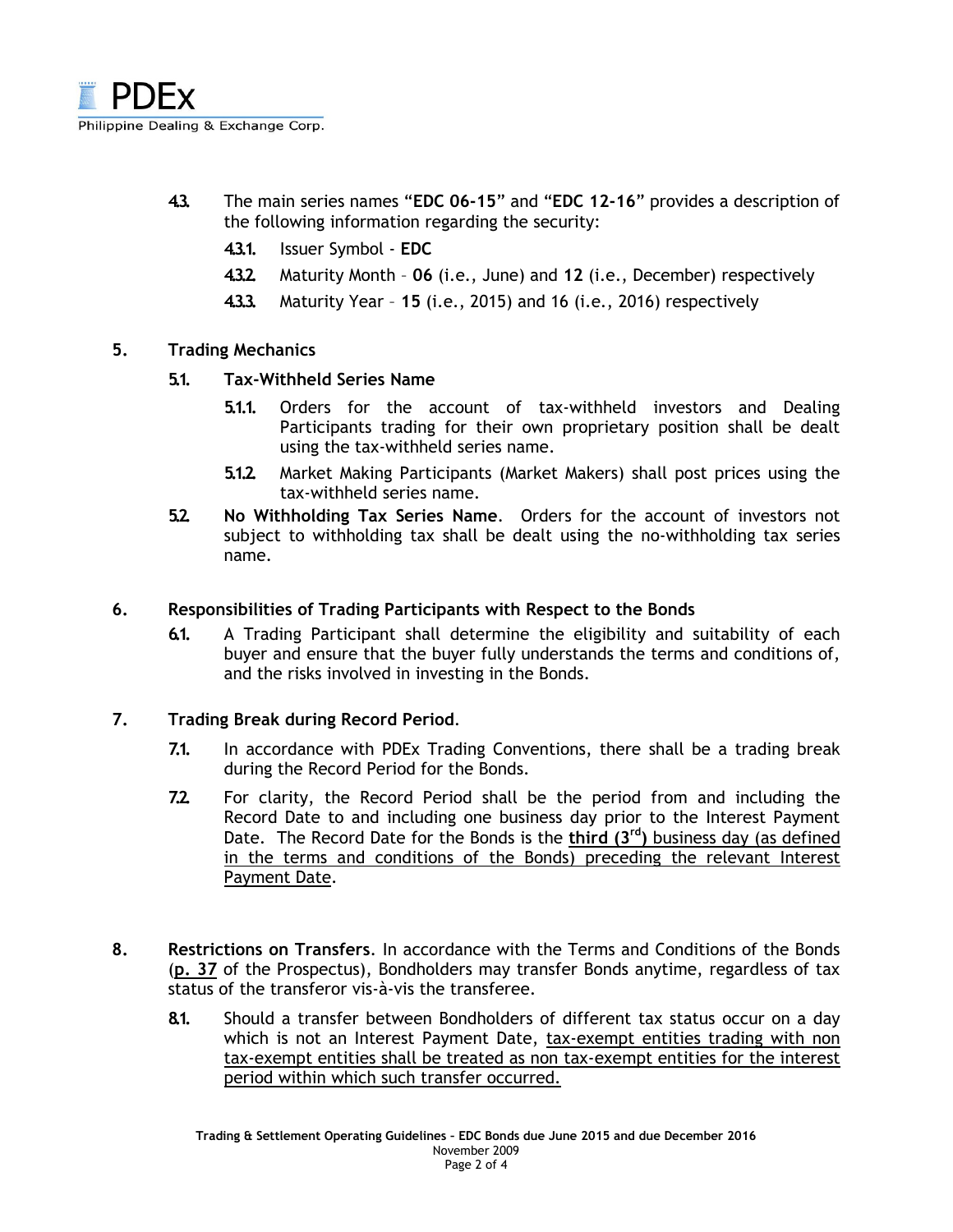4.3. The main series names "**EDC 06-15**" and "**EDC 12-16**" provides a description of the following information regarding the security:

4.3.1. Issuer Symbol - **EDC**

4.3.2. Maturity Month – **06** (i.e., June) and **12** (i.e., December) respectively

4.3.3. Maturity Year – **15** (i.e., 2015) and 16 (i.e., 2016) respectively

**5. Trading Mechanics**

**5.1. Tax-Withheld Series Name**

5.1.1. Orders for the account of tax-withheld investors and Dealing Participants trading for their own proprietary position shall be dealt using the tax-withheld series name.

5.1.2. Market Making Participants (Market Makers) shall post prices using the tax-withheld series name.

5.2. **No Withholding Tax Series Name**. Orders for the account of investors not subject to withholding tax shall be dealt using the no-withholding tax series name.

**6. Responsibilities of Trading Participants with Respect to the Bonds**

6.1. A Trading Participant shall determine the eligibility and suitability of each buyer and ensure that the buyer fully understands the terms and conditions of, and the risks involved in investing in the Bonds.

**7. Trading Break during Record Period**.

7.1. In accordance with PDEx Trading Conventions, there shall be a trading break during the Record Period for the Bonds.

7.2. For clarity, the Record Period shall be the period from and including the Record Date to and including one business day prior to the Interest Payment Date. The Record Date for the Bonds is the **third (3rd)** business day (as defined in the terms and conditions of the Bonds) preceding the relevant Interest Payment Date.

8. **Restrictions on Transfers**. In accordance with the Terms and Conditions of the Bonds (**p. 37** of the Prospectus), Bondholders may transfer Bonds anytime, regardless of tax status of the transferor vis-à-vis the transferee.

8.1. Should a transfer between Bondholders of different tax status occur on a day which is not an Interest Payment Date, tax-exempt entities trading with non tax-exempt entities shall be treated as non tax-exempt entities for the interest period within which such transfer occurred.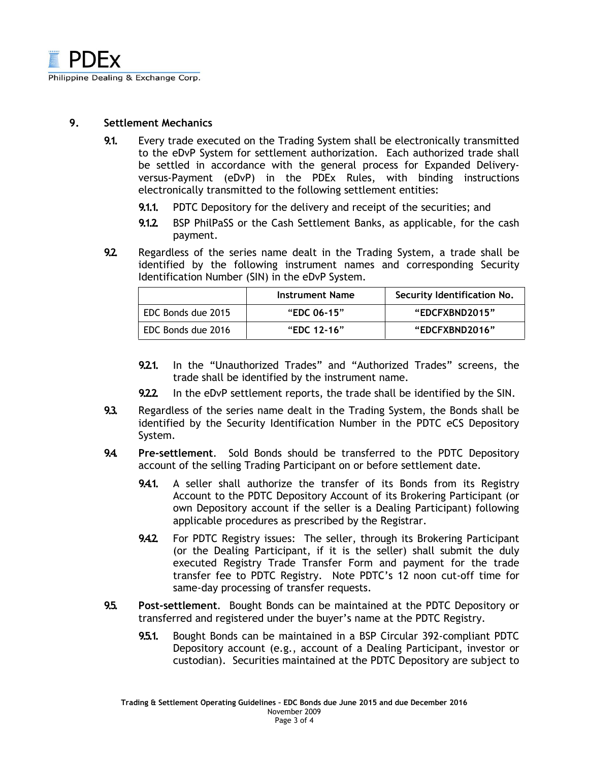## 9. Settlement Mechanics

**9.1.** Every trade executed on the Trading System shall be electronically transmitted to the eDvP System for settlement authorization. Each authorized trade shall be settled in accordance with the general process for Expanded Delivery-versus-Payment (eDvP) in the PDEx Rules, with binding instructions electronically transmitted to the following settlement entities:

- **9.1.1.** PDTC Depository for the delivery and receipt of the securities; and
- **9.1.2.** BSP PhilPaSS or the Cash Settlement Banks, as applicable, for the cash payment.

**9.2.** Regardless of the series name dealt in the Trading System, a trade shall be identified by the following instrument names and corresponding Security Identification Number (SIN) in the eDvP System.

| | Instrument Name | Security Identification No. |
|---|---|---|
| EDC Bonds due 2015 | **"EDC 06-15"** | **"EDCFXBND2015"** |
| EDC Bonds due 2016 | **"EDC 12-16"** | **"EDCFXBND2016"** |

- **9.2.1.** In the "Unauthorized Trades" and "Authorized Trades" screens, the trade shall be identified by the instrument name.
- **9.2.2.** In the eDvP settlement reports, the trade shall be identified by the SIN.

**9.3.** Regardless of the series name dealt in the Trading System, the Bonds shall be identified by the Security Identification Number in the PDTC eCS Depository System.

**9.4.** **Pre-settlement**. Sold Bonds should be transferred to the PDTC Depository account of the selling Trading Participant on or before settlement date.

- **9.4.1.** A seller shall authorize the transfer of its Bonds from its Registry Account to the PDTC Depository Account of its Brokering Participant (or own Depository account if the seller is a Dealing Participant) following applicable procedures as prescribed by the Registrar.
- **9.4.2.** For PDTC Registry issues: The seller, through its Brokering Participant (or the Dealing Participant, if it is the seller) shall submit the duly executed Registry Trade Transfer Form and payment for the trade transfer fee to PDTC Registry. Note PDTC's 12 noon cut-off time for same-day processing of transfer requests.

**9.5.** **Post-settlement**. Bought Bonds can be maintained at the PDTC Depository or transferred and registered under the buyer's name at the PDTC Registry.

- **9.5.1.** Bought Bonds can be maintained in a BSP Circular 392-compliant PDTC Depository account (e.g., account of a Dealing Participant, investor or custodian). Securities maintained at the PDTC Depository are subject to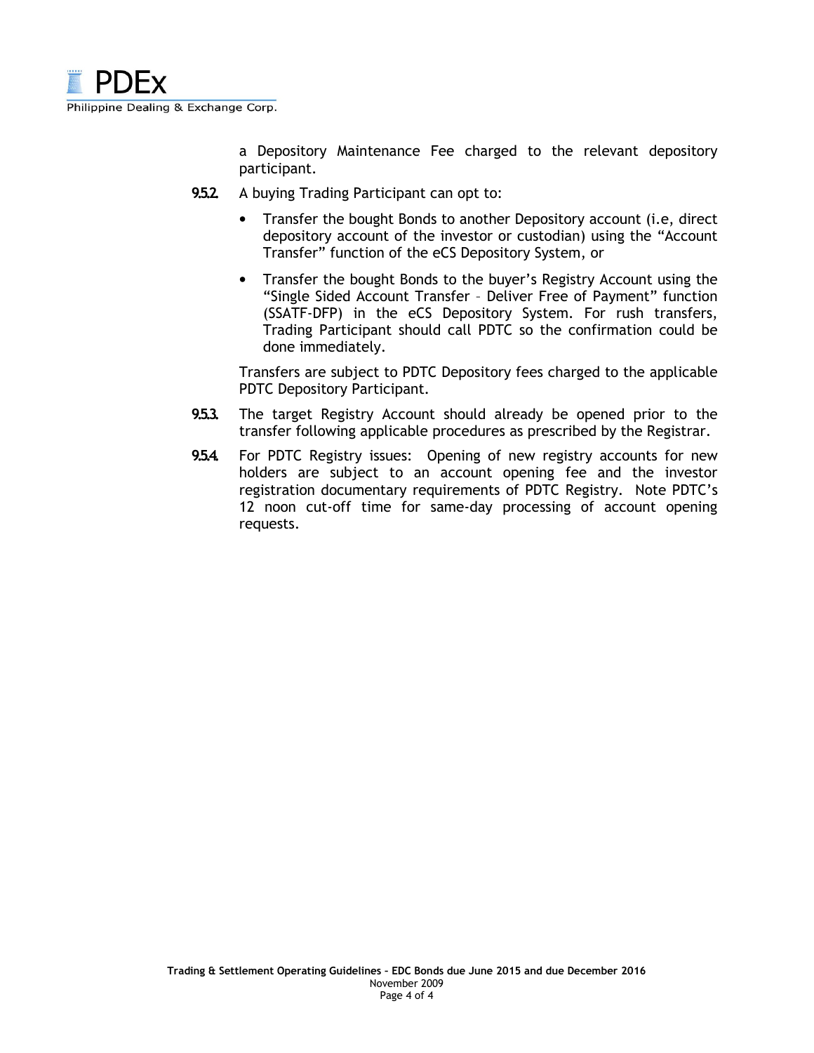a Depository Maintenance Fee charged to the relevant depository participant.

**9.5.2.** A buying Trading Participant can opt to:

- Transfer the bought Bonds to another Depository account (i.e, direct depository account of the investor or custodian) using the "Account Transfer" function of the eCS Depository System, or
- Transfer the bought Bonds to the buyer's Registry Account using the "Single Sided Account Transfer – Deliver Free of Payment" function (SSATF-DFP) in the eCS Depository System. For rush transfers, Trading Participant should call PDTC so the confirmation could be done immediately.

Transfers are subject to PDTC Depository fees charged to the applicable PDTC Depository Participant.

**9.5.3.** The target Registry Account should already be opened prior to the transfer following applicable procedures as prescribed by the Registrar.

**9.5.4.** For PDTC Registry issues: Opening of new registry accounts for new holders are subject to an account opening fee and the investor registration documentary requirements of PDTC Registry. Note PDTC's 12 noon cut-off time for same-day processing of account opening requests.